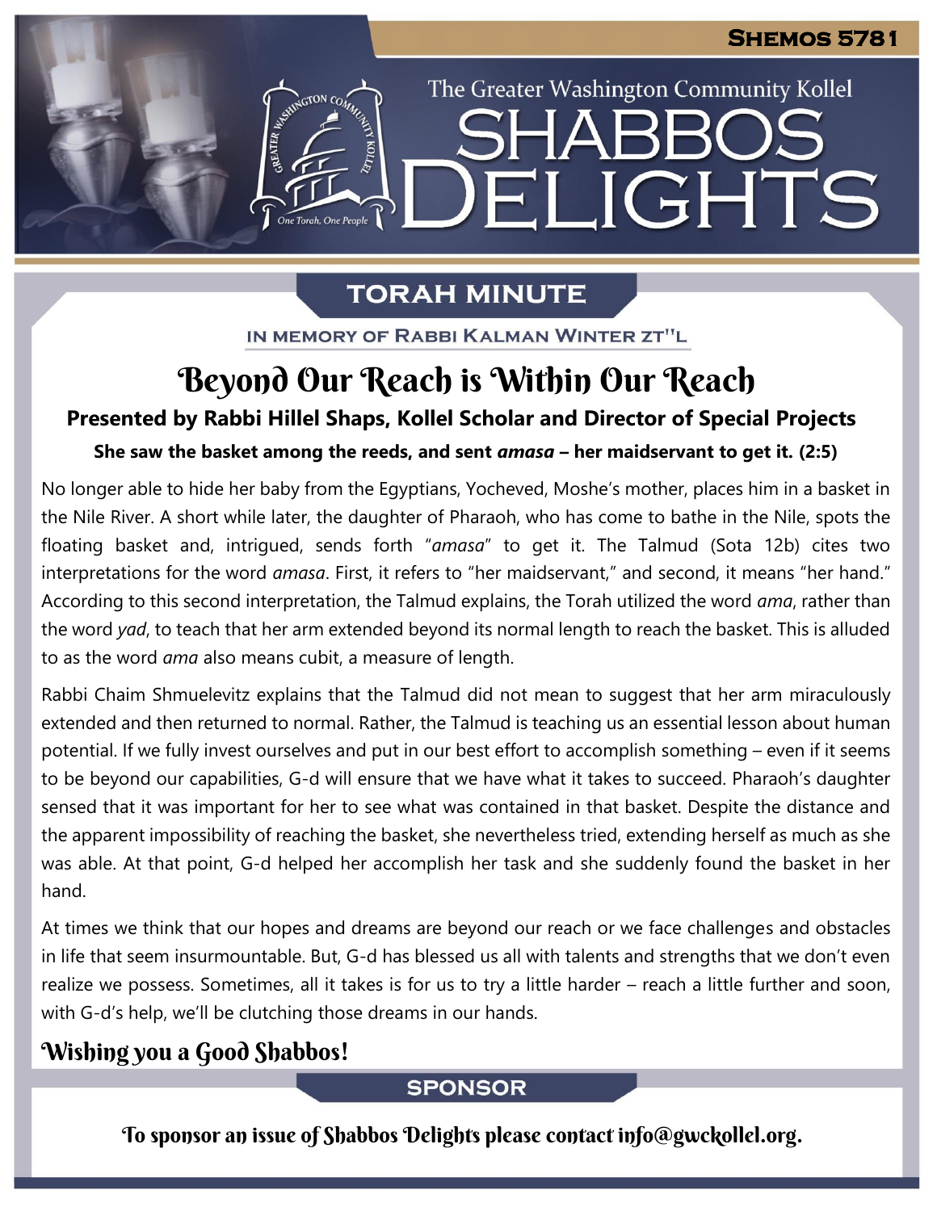# Shabbos Delights

The Greater Washington Community Kollel

**SHEMOS 5781**

## TORAH MINUTE

IN MEMORY OF RABBI KALMAN WINTER ZT"L

# Beyond Our Reach is Within Our Reach

**Presented by Rabbi Hillel Shaps, Kollel Scholar and Director of Special Projects**

**She saw the basket among the reeds, and sent *amasa* – her maidservant to get it. (2:5)**

No longer able to hide her baby from the Egyptians, Yocheved, Moshe's mother, places him in a basket in the Nile River. A short while later, the daughter of Pharaoh, who has come to bathe in the Nile, spots the floating basket and, intrigued, sends forth "*amasa*" to get it. The Talmud (Sota 12b) cites two interpretations for the word *amasa*. First, it refers to "her maidservant," and second, it means "her hand." According to this second interpretation, the Talmud explains, the Torah utilized the word *ama*, rather than the word *yad*, to teach that her arm extended beyond its normal length to reach the basket. This is alluded to as the word *ama* also means cubit, a measure of length.

Rabbi Chaim Shmuelevitz explains that the Talmud did not mean to suggest that her arm miraculously extended and then returned to normal. Rather, the Talmud is teaching us an essential lesson about human potential. If we fully invest ourselves and put in our best effort to accomplish something – even if it seems to be beyond our capabilities, G-d will ensure that we have what it takes to succeed. Pharaoh's daughter sensed that it was important for her to see what was contained in that basket. Despite the distance and the apparent impossibility of reaching the basket, she nevertheless tried, extending herself as much as she was able. At that point, G-d helped her accomplish her task and she suddenly found the basket in her hand.

At times we think that our hopes and dreams are beyond our reach or we face challenges and obstacles in life that seem insurmountable. But, G-d has blessed us all with talents and strengths that we don't even realize we possess. Sometimes, all it takes is for us to try a little harder – reach a little further and soon, with G-d's help, we'll be clutching those dreams in our hands.

**Wishing you a Good Shabbos!**

## SPONSOR

**To sponsor an issue of Shabbos Delights please contact info@gwckollel.org.**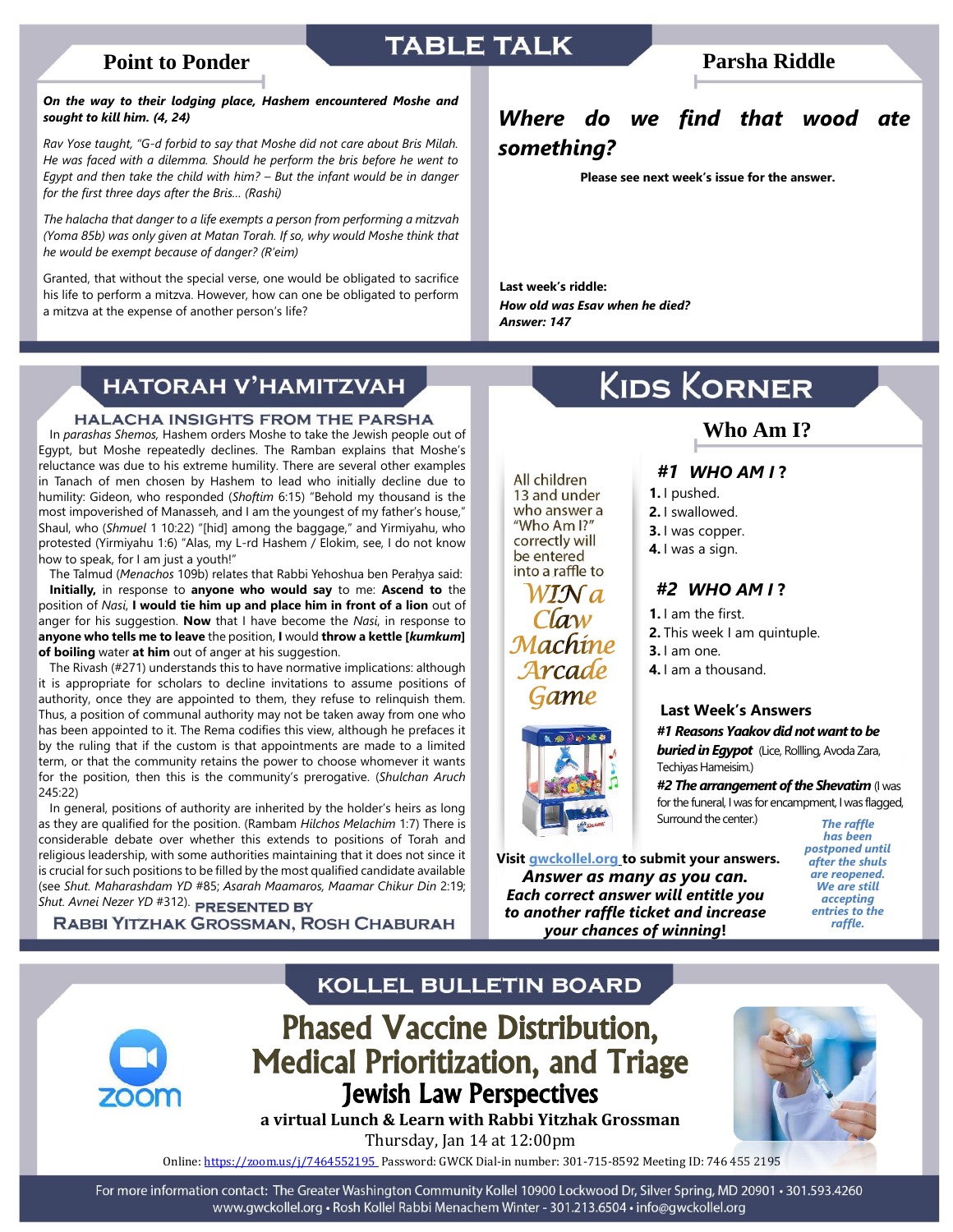# TABLE TALK

## Point to Ponder

***On the way to their lodging place, Hashem encountered Moshe and sought to kill him. (4, 24)***

*Rav Yose taught, "G-d forbid to say that Moshe did not care about Bris Milah. He was faced with a dilemma. Should he perform the bris before he went to Egypt and then take the child with him? – But the infant would be in danger for the first three days after the Bris... (Rashi)*

*The halacha that danger to a life exempts a person from performing a mitzvah (Yoma 85b) was only given at Matan Torah. If so, why would Moshe think that he would be exempt because of danger? (R'eim)*

Granted, that without the special verse, one would be obligated to sacrifice his life to perform a mitzva. However, how can one be obligated to perform a mitzva at the expense of another person's life?

## Parsha Riddle

***Where do we find that wood ate something?***

**Please see next week's issue for the answer.**

**Last week's riddle:**
***How old was Esav when he died?***
***Answer: 147***

# HATORAH V'HAMITZVAH

## HALACHA INSIGHTS FROM THE PARSHA

In *parashas Shemos,* Hashem orders Moshe to take the Jewish people out of Egypt, but Moshe repeatedly declines. The Ramban explains that Moshe's reluctance was due to his extreme humility. There are several other examples in Tanach of men chosen by Hashem to lead who initially decline due to humility: Gideon, who responded (*Shoftim* 6:15) "Behold my thousand is the most impoverished of Manasseh, and I am the youngest of my father's house," Shaul, who (*Shmuel* 1 10:22) "[hid] among the baggage," and Yirmiyahu, who protested (Yirmiyahu 1:6) "Alas, my L-rd Hashem / Elokim, see, I do not know how to speak, for I am just a youth!"

The Talmud (*Menachos* 109b) relates that Rabbi Yehoshua ben Perahya said: **Initially,** in response to **anyone who would say** to me: **Ascend to** the position of *Nasi*, **I would tie him up and place him in front of a lion** out of anger for his suggestion. **Now** that I have become the *Nasi*, in response to **anyone who tells me to leave** the position, **I** would **throw a kettle [*kumkum*] of boiling** water **at him** out of anger at his suggestion.

The Rivash (#271) understands this to have normative implications: although it is appropriate for scholars to decline invitations to assume positions of authority, once they are appointed to them, they refuse to relinquish them. Thus, a position of communal authority may not be taken away from one who has been appointed to it. The Rema codifies this view, although he prefaces it by the ruling that if the custom is that appointments are made to a limited term, or that the community retains the power to choose whomever it wants for the position, then this is the community's prerogative. (*Shulchan Aruch* 245:22)

In general, positions of authority are inherited by the holder's heirs as long as they are qualified for the position. (Rambam *Hilchos Melachim* 1:7) There is considerable debate over whether this extends to positions of Torah and religious leadership, with some authorities maintaining that it does not since it is crucial for such positions to be filled by the most qualified candidate available (see *Shut. Maharashdam YD* #85; *Asarah Maamaros, Maamar Chikur Din* 2:19; *Shut. Avnei Nezer YD* #312).

PRESENTED BY
RABBI YITZCHAK GROSSMAN, ROSH CHABURAH

# KIDS KORNER

## Who Am I?

All children 13 and under who answer a "Who Am I?" correctly will be entered into a raffle to *WIN a Claw Machine Arcade Game*

### #1 WHO AM I?

1. I pushed.
2. I swallowed.
3. I was copper.
4. I was a sign.

### #2 WHO AM I?

1. I am the first.
2. This week I am quintuple.
3. I am one.
4. I am a thousand.

### Last Week's Answers

***#1 Reasons Yaakov did not want to be buried in Egypt*** (Lice, Rollling, Avoda Zara, Techiyas Hameisim.)

***#2 The arrangement of the Shevatim*** (I was for the funeral, I was for encampment, I was flagged, Surround the center.)

Visit gwckollel.org to submit your answers.
***Answer as many as you can.***
***Each correct answer will entitle you to another raffle ticket and increase your chances of winning!***

*The raffle has been postponed until after the shuls are reopened. We are still accepting entries to the raffle.*

# KOLLEL BULLETIN BOARD

## Phased Vaccine Distribution, Medical Prioritization, and Triage

## Jewish Law Perspectives

**a virtual Lunch & Learn with Rabbi Yitzchak Grossman**

Thursday, Jan 14 at 12:00pm

Online: https://zoom.us/j/7464552195 Password: GWCK Dial-in number: 301-715-8592 Meeting ID: 746 455 2195

For more information contact: The Greater Washington Community Kollel 10900 Lockwood Dr, Silver Spring, MD 20901 • 301.593.4260
www.gwckollel.org • Rosh Kollel Rabbi Menachem Winter - 301.213.6504 • info@gwckollel.org